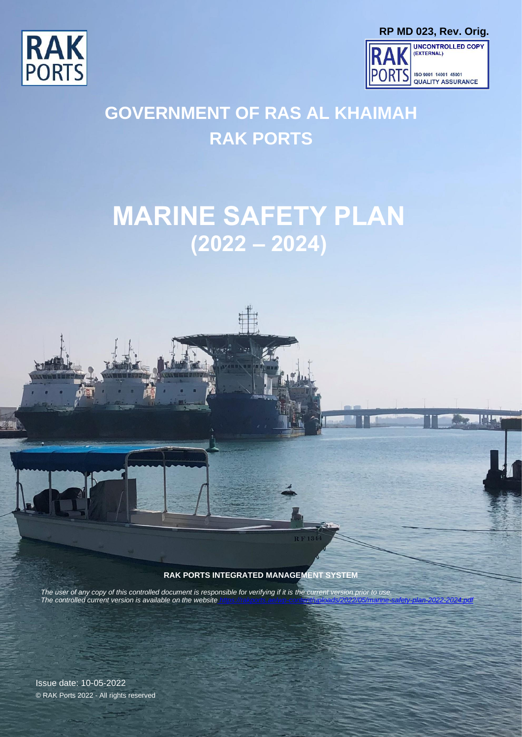RP MD 023, Rev. Orig.

UNCONTROLLED COPY (EXTERNAL)

ISO 9001 14001 45001 QUALITY ASSURANCE

# GOVERNMENT OF RAS AL KHAIMAH
# RAK PORTS

# MARINE SAFETY PLAN
# (2022 – 2024)

**RAK PORTS INTEGRATED MANAGEMENT SYSTEM**

*The user of any copy of this controlled document is responsible for verifying if it is the current version prior to use.*
*The controlled current version is available on the website https://rakports.ae/wp-content/uploads/2022/05/marine-safety-plan-2022-2024.pdf*

Issue date: 10-05-2022

© RAK Ports 2022 - All rights reserved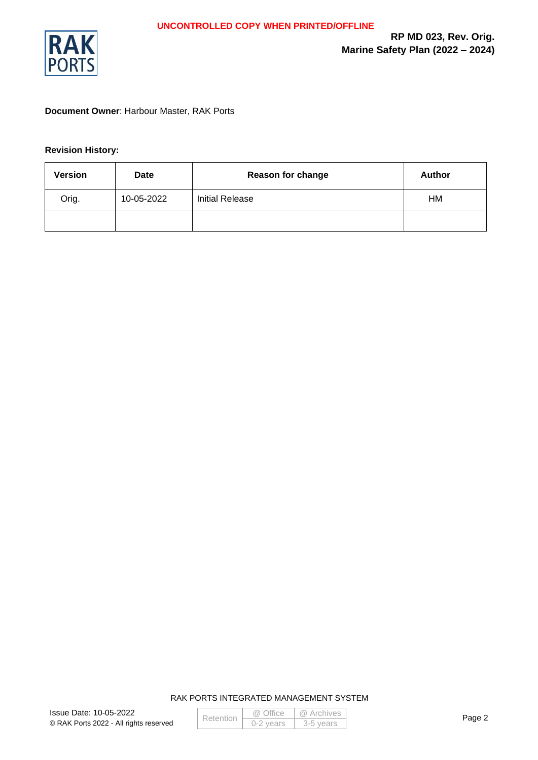**Document Owner**: Harbour Master, RAK Ports

**Revision History:**

| Version | Date | Reason for change | Author |
|---|---|---|---|
| Orig. | 10-05-2022 | Initial Release | HM |
| | | | |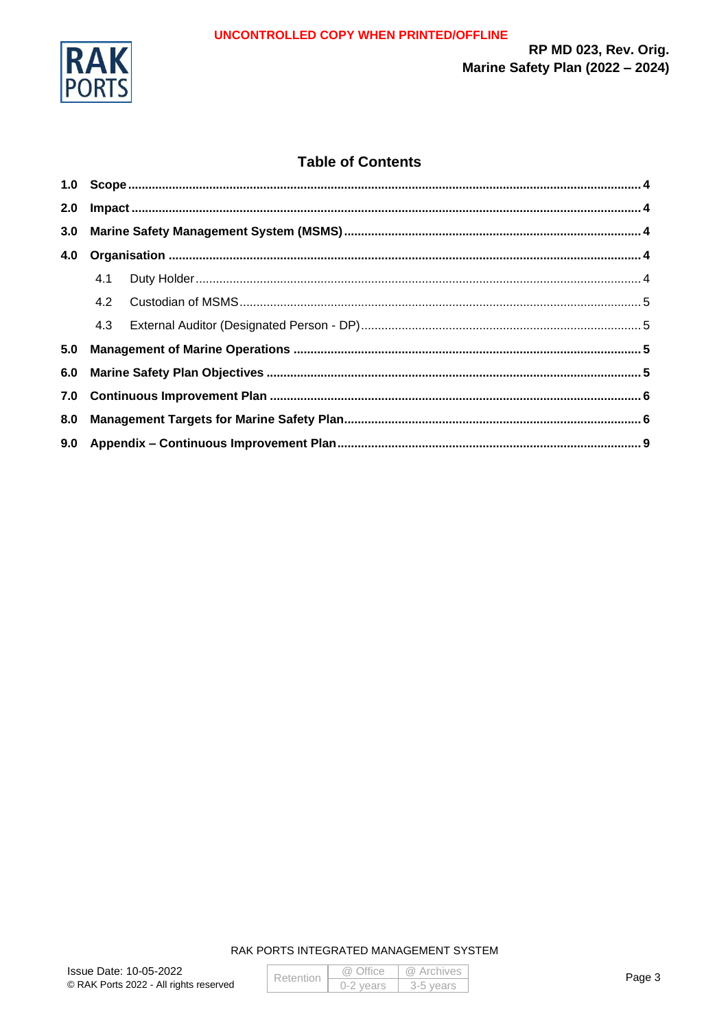## Table of Contents

| | | |
|---|---|---|
| **1.0** | **Scope** | **4** |
| **2.0** | **Impact** | **4** |
| **3.0** | **Marine Safety Management System (MSMS)** | **4** |
| **4.0** | **Organisation** | **4** |
| 4.1 | Duty Holder | 4 |
| 4.2 | Custodian of MSMS | 5 |
| 4.3 | External Auditor (Designated Person - DP) | 5 |
| **5.0** | **Management of Marine Operations** | **5** |
| **6.0** | **Marine Safety Plan Objectives** | **5** |
| **7.0** | **Continuous Improvement Plan** | **6** |
| **8.0** | **Management Targets for Marine Safety Plan** | **6** |
| **9.0** | **Appendix – Continuous Improvement Plan** | **9** |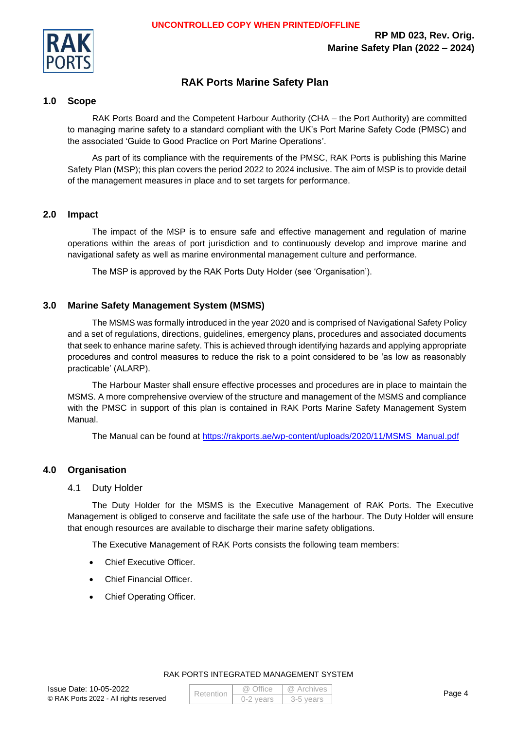# RAK Ports Marine Safety Plan

## 1.0 Scope

RAK Ports Board and the Competent Harbour Authority (CHA – the Port Authority) are committed to managing marine safety to a standard compliant with the UK's Port Marine Safety Code (PMSC) and the associated 'Guide to Good Practice on Port Marine Operations'.

As part of its compliance with the requirements of the PMSC, RAK Ports is publishing this Marine Safety Plan (MSP); this plan covers the period 2022 to 2024 inclusive. The aim of MSP is to provide detail of the management measures in place and to set targets for performance.

## 2.0 Impact

The impact of the MSP is to ensure safe and effective management and regulation of marine operations within the areas of port jurisdiction and to continuously develop and improve marine and navigational safety as well as marine environmental management culture and performance.

The MSP is approved by the RAK Ports Duty Holder (see 'Organisation').

## 3.0 Marine Safety Management System (MSMS)

The MSMS was formally introduced in the year 2020 and is comprised of Navigational Safety Policy and a set of regulations, directions, guidelines, emergency plans, procedures and associated documents that seek to enhance marine safety. This is achieved through identifying hazards and applying appropriate procedures and control measures to reduce the risk to a point considered to be 'as low as reasonably practicable' (ALARP).

The Harbour Master shall ensure effective processes and procedures are in place to maintain the MSMS. A more comprehensive overview of the structure and management of the MSMS and compliance with the PMSC in support of this plan is contained in RAK Ports Marine Safety Management System Manual.

The Manual can be found at https://rakports.ae/wp-content/uploads/2020/11/MSMS_Manual.pdf

## 4.0 Organisation

### 4.1 Duty Holder

The Duty Holder for the MSMS is the Executive Management of RAK Ports. The Executive Management is obliged to conserve and facilitate the safe use of the harbour. The Duty Holder will ensure that enough resources are available to discharge their marine safety obligations.

The Executive Management of RAK Ports consists the following team members:

- Chief Executive Officer.
- Chief Financial Officer.
- Chief Operating Officer.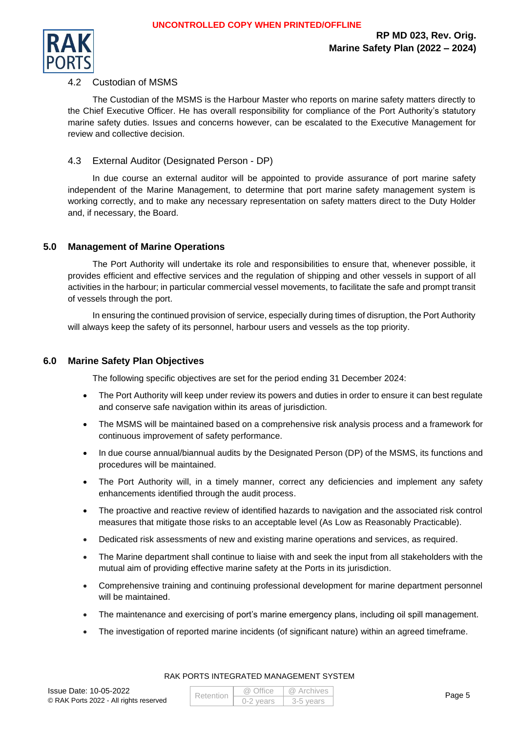### 4.2 Custodian of MSMS

The Custodian of the MSMS is the Harbour Master who reports on marine safety matters directly to the Chief Executive Officer. He has overall responsibility for compliance of the Port Authority's statutory marine safety duties. Issues and concerns however, can be escalated to the Executive Management for review and collective decision.

### 4.3 External Auditor (Designated Person - DP)

In due course an external auditor will be appointed to provide assurance of port marine safety independent of the Marine Management, to determine that port marine safety management system is working correctly, and to make any necessary representation on safety matters direct to the Duty Holder and, if necessary, the Board.

## 5.0 Management of Marine Operations

The Port Authority will undertake its role and responsibilities to ensure that, whenever possible, it provides efficient and effective services and the regulation of shipping and other vessels in support of all activities in the harbour; in particular commercial vessel movements, to facilitate the safe and prompt transit of vessels through the port.

In ensuring the continued provision of service, especially during times of disruption, the Port Authority will always keep the safety of its personnel, harbour users and vessels as the top priority.

## 6.0 Marine Safety Plan Objectives

The following specific objectives are set for the period ending 31 December 2024:

- The Port Authority will keep under review its powers and duties in order to ensure it can best regulate and conserve safe navigation within its areas of jurisdiction.
- The MSMS will be maintained based on a comprehensive risk analysis process and a framework for continuous improvement of safety performance.
- In due course annual/biannual audits by the Designated Person (DP) of the MSMS, its functions and procedures will be maintained.
- The Port Authority will, in a timely manner, correct any deficiencies and implement any safety enhancements identified through the audit process.
- The proactive and reactive review of identified hazards to navigation and the associated risk control measures that mitigate those risks to an acceptable level (As Low as Reasonably Practicable).
- Dedicated risk assessments of new and existing marine operations and services, as required.
- The Marine department shall continue to liaise with and seek the input from all stakeholders with the mutual aim of providing effective marine safety at the Ports in its jurisdiction.
- Comprehensive training and continuing professional development for marine department personnel will be maintained.
- The maintenance and exercising of port's marine emergency plans, including oil spill management.
- The investigation of reported marine incidents (of significant nature) within an agreed timeframe.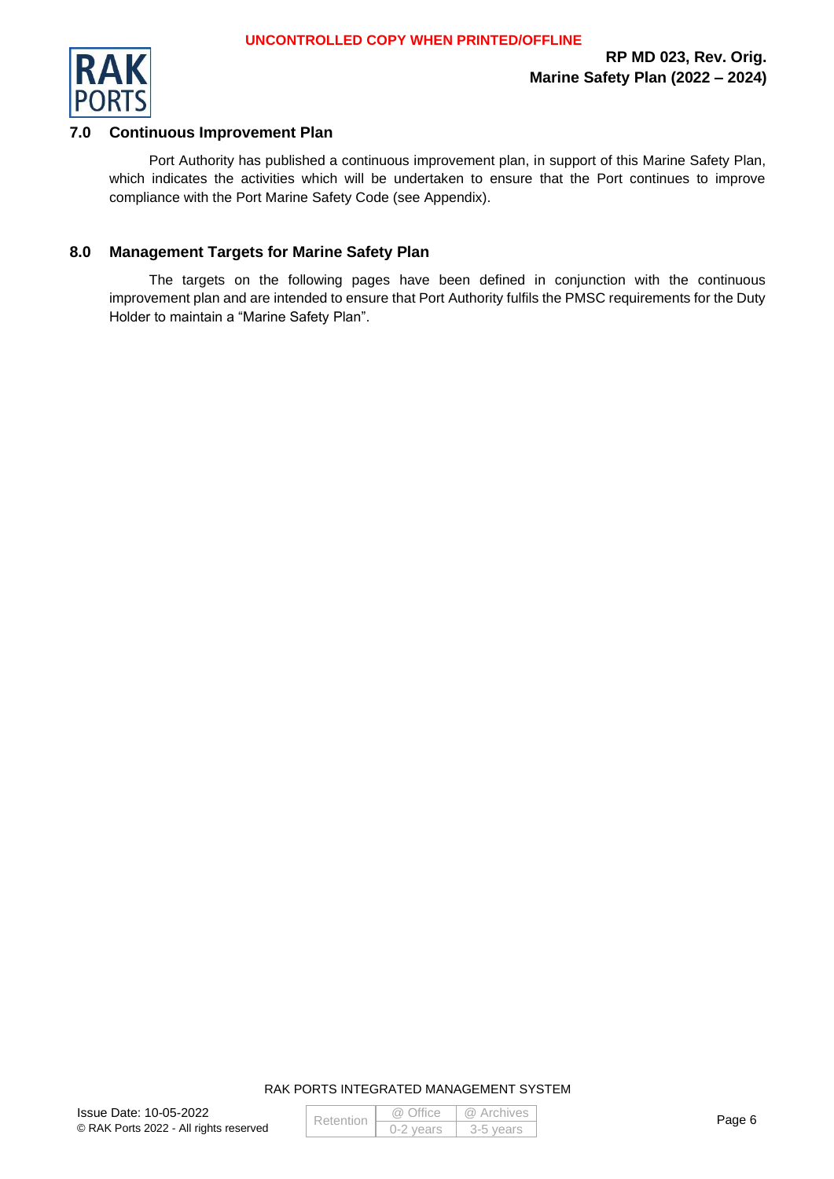## 7.0 Continuous Improvement Plan

Port Authority has published a continuous improvement plan, in support of this Marine Safety Plan, which indicates the activities which will be undertaken to ensure that the Port continues to improve compliance with the Port Marine Safety Code (see Appendix).

## 8.0 Management Targets for Marine Safety Plan

The targets on the following pages have been defined in conjunction with the continuous improvement plan and are intended to ensure that Port Authority fulfils the PMSC requirements for the Duty Holder to maintain a "Marine Safety Plan".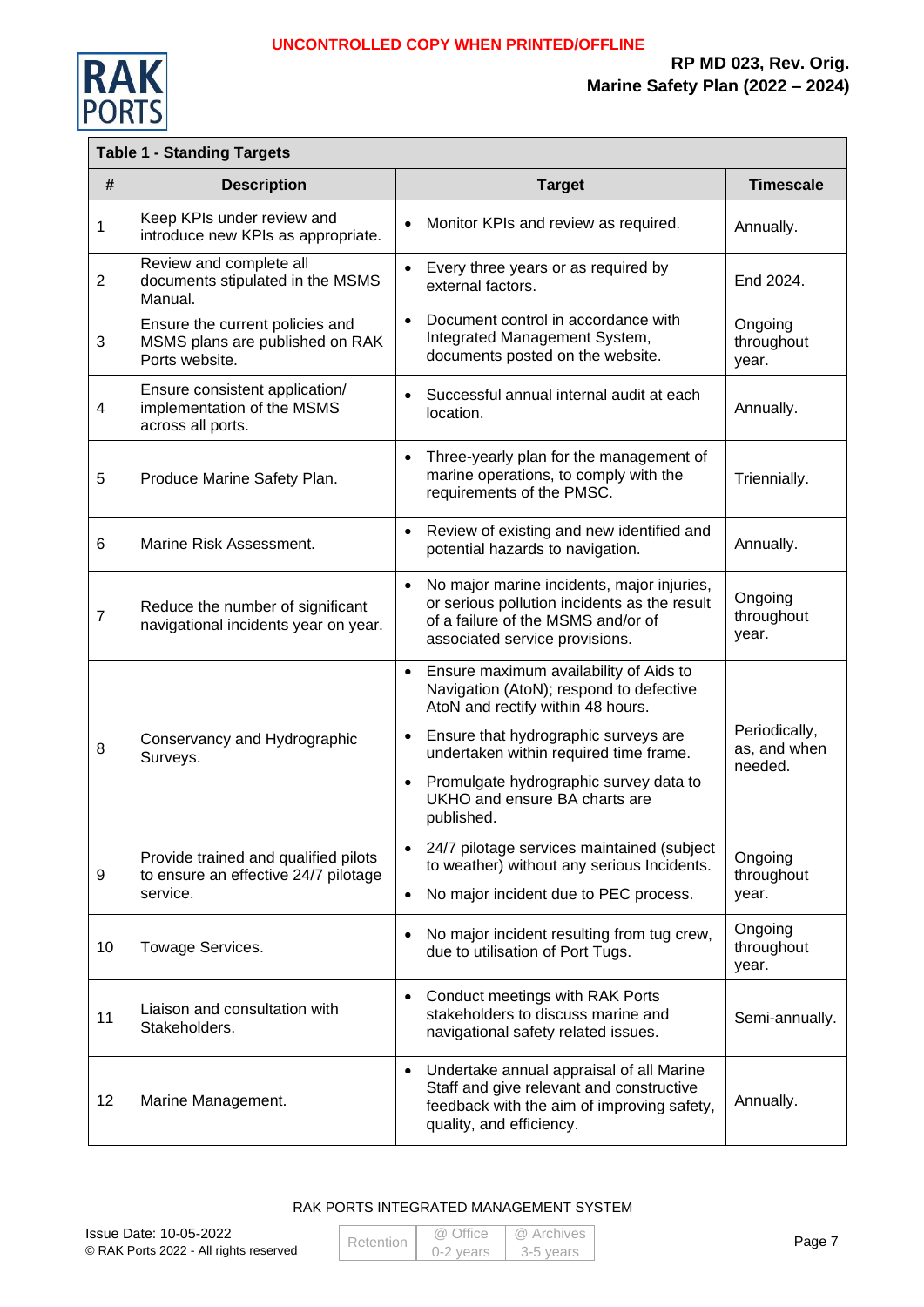**Table 1 - Standing Targets**

| # | Description | Target | Timescale |
|---|---|---|---|
| 1 | Keep KPIs under review and introduce new KPIs as appropriate. | • Monitor KPIs and review as required. | Annually. |
| 2 | Review and complete all documents stipulated in the MSMS Manual. | • Every three years or as required by external factors. | End 2024. |
| 3 | Ensure the current policies and MSMS plans are published on RAK Ports website. | • Document control in accordance with Integrated Management System, documents posted on the website. | Ongoing throughout year. |
| 4 | Ensure consistent application/ implementation of the MSMS across all ports. | • Successful annual internal audit at each location. | Annually. |
| 5 | Produce Marine Safety Plan. | • Three-yearly plan for the management of marine operations, to comply with the requirements of the PMSC. | Triennially. |
| 6 | Marine Risk Assessment. | • Review of existing and new identified and potential hazards to navigation. | Annually. |
| 7 | Reduce the number of significant navigational incidents year on year. | • No major marine incidents, major injuries, or serious pollution incidents as the result of a failure of the MSMS and/or of associated service provisions. | Ongoing throughout year. |
| 8 | Conservancy and Hydrographic Surveys. | • Ensure maximum availability of Aids to Navigation (AtoN); respond to defective AtoN and rectify within 48 hours.<br>• Ensure that hydrographic surveys are undertaken within required time frame.<br>• Promulgate hydrographic survey data to UKHO and ensure BA charts are published. | Periodically, as, and when needed. |
| 9 | Provide trained and qualified pilots to ensure an effective 24/7 pilotage service. | • 24/7 pilotage services maintained (subject to weather) without any serious Incidents.<br>• No major incident due to PEC process. | Ongoing throughout year. |
| 10 | Towage Services. | • No major incident resulting from tug crew, due to utilisation of Port Tugs. | Ongoing throughout year. |
| 11 | Liaison and consultation with Stakeholders. | • Conduct meetings with RAK Ports stakeholders to discuss marine and navigational safety related issues. | Semi-annually. |
| 12 | Marine Management. | • Undertake annual appraisal of all Marine Staff and give relevant and constructive feedback with the aim of improving safety, quality, and efficiency. | Annually. |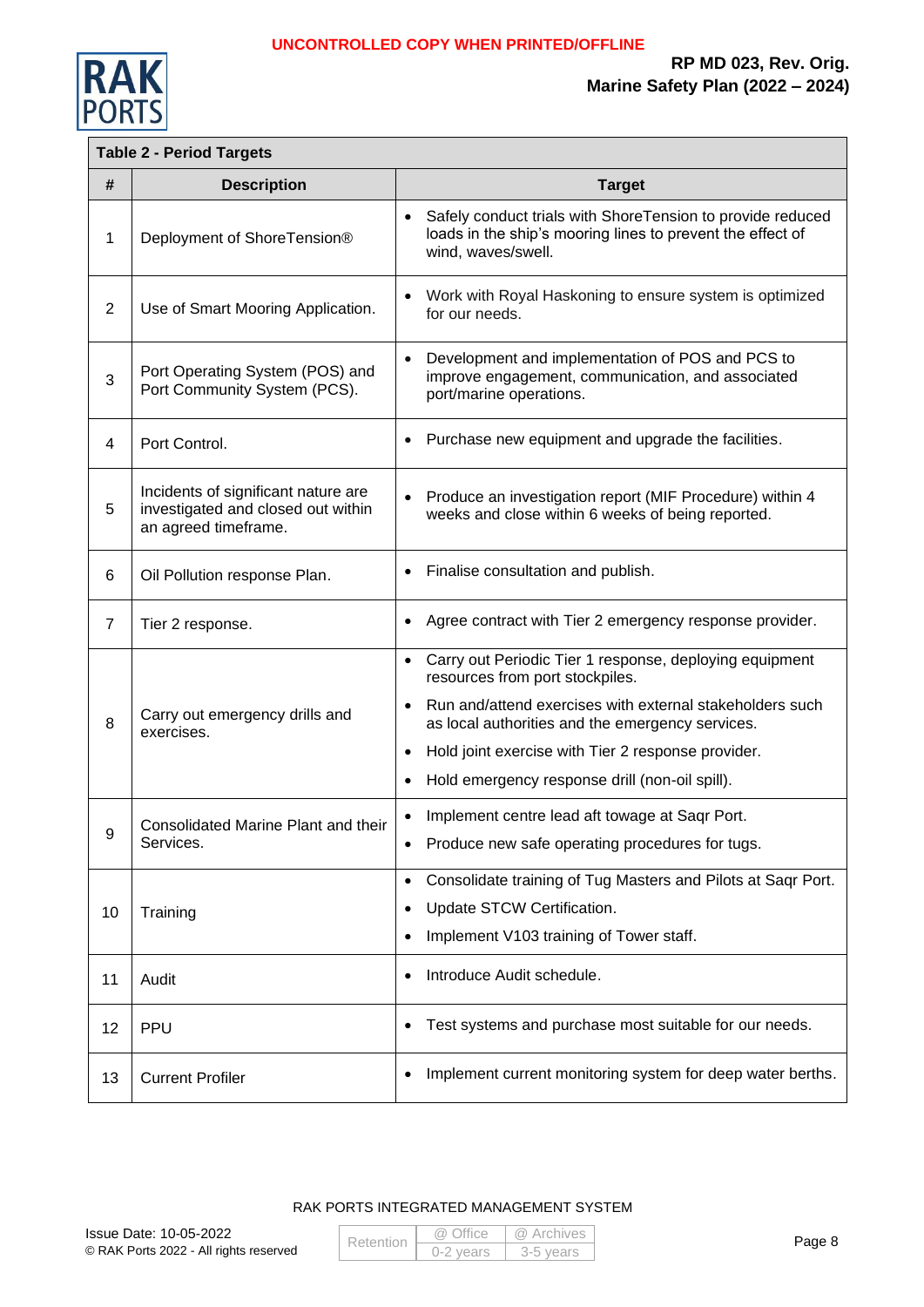**Table 2 - Period Targets**

| # | Description | Target |
|---|---|---|
| 1 | Deployment of ShoreTension® | • Safely conduct trials with ShoreTension to provide reduced loads in the ship's mooring lines to prevent the effect of wind, waves/swell. |
| 2 | Use of Smart Mooring Application. | • Work with Royal Haskoning to ensure system is optimized for our needs. |
| 3 | Port Operating System (POS) and Port Community System (PCS). | • Development and implementation of POS and PCS to improve engagement, communication, and associated port/marine operations. |
| 4 | Port Control. | • Purchase new equipment and upgrade the facilities. |
| 5 | Incidents of significant nature are investigated and closed out within an agreed timeframe. | • Produce an investigation report (MIF Procedure) within 4 weeks and close within 6 weeks of being reported. |
| 6 | Oil Pollution response Plan. | • Finalise consultation and publish. |
| 7 | Tier 2 response. | • Agree contract with Tier 2 emergency response provider. |
| 8 | Carry out emergency drills and exercises. | • Carry out Periodic Tier 1 response, deploying equipment resources from port stockpiles.<br>• Run and/attend exercises with external stakeholders such as local authorities and the emergency services.<br>• Hold joint exercise with Tier 2 response provider.<br>• Hold emergency response drill (non-oil spill). |
| 9 | Consolidated Marine Plant and their Services. | • Implement centre lead aft towage at Saqr Port.<br>• Produce new safe operating procedures for tugs. |
| 10 | Training | • Consolidate training of Tug Masters and Pilots at Saqr Port.<br>• Update STCW Certification.<br>• Implement V103 training of Tower staff. |
| 11 | Audit | • Introduce Audit schedule. |
| 12 | PPU | • Test systems and purchase most suitable for our needs. |
| 13 | Current Profiler | • Implement current monitoring system for deep water berths. |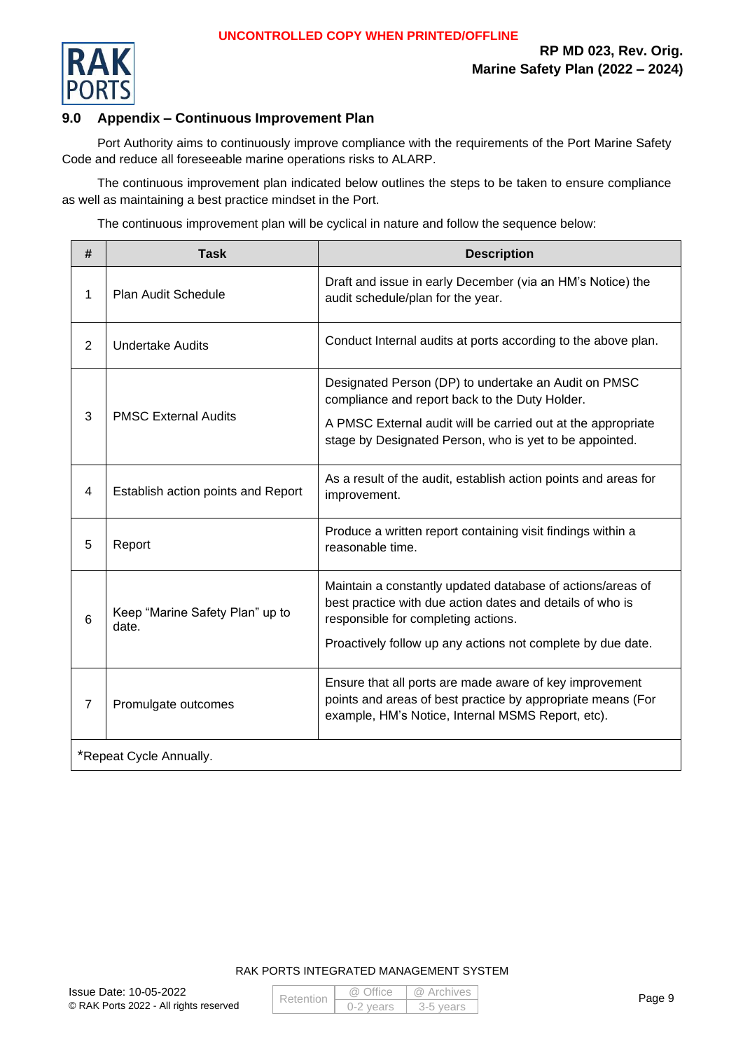## 9.0 Appendix – Continuous Improvement Plan

Port Authority aims to continuously improve compliance with the requirements of the Port Marine Safety Code and reduce all foreseeable marine operations risks to ALARP.

The continuous improvement plan indicated below outlines the steps to be taken to ensure compliance as well as maintaining a best practice mindset in the Port.

The continuous improvement plan will be cyclical in nature and follow the sequence below:

| # | Task | Description |
|---|---|---|
| 1 | Plan Audit Schedule | Draft and issue in early December (via an HM's Notice) the audit schedule/plan for the year. |
| 2 | Undertake Audits | Conduct Internal audits at ports according to the above plan. |
| 3 | PMSC External Audits | Designated Person (DP) to undertake an Audit on PMSC compliance and report back to the Duty Holder.<br>A PMSC External audit will be carried out at the appropriate stage by Designated Person, who is yet to be appointed. |
| 4 | Establish action points and Report | As a result of the audit, establish action points and areas for improvement. |
| 5 | Report | Produce a written report containing visit findings within a reasonable time. |
| 6 | Keep "Marine Safety Plan" up to date. | Maintain a constantly updated database of actions/areas of best practice with due action dates and details of who is responsible for completing actions.<br>Proactively follow up any actions not complete by due date. |
| 7 | Promulgate outcomes | Ensure that all ports are made aware of key improvement points and areas of best practice by appropriate means (For example, HM's Notice, Internal MSMS Report, etc). |
| *Repeat Cycle Annually. | | |